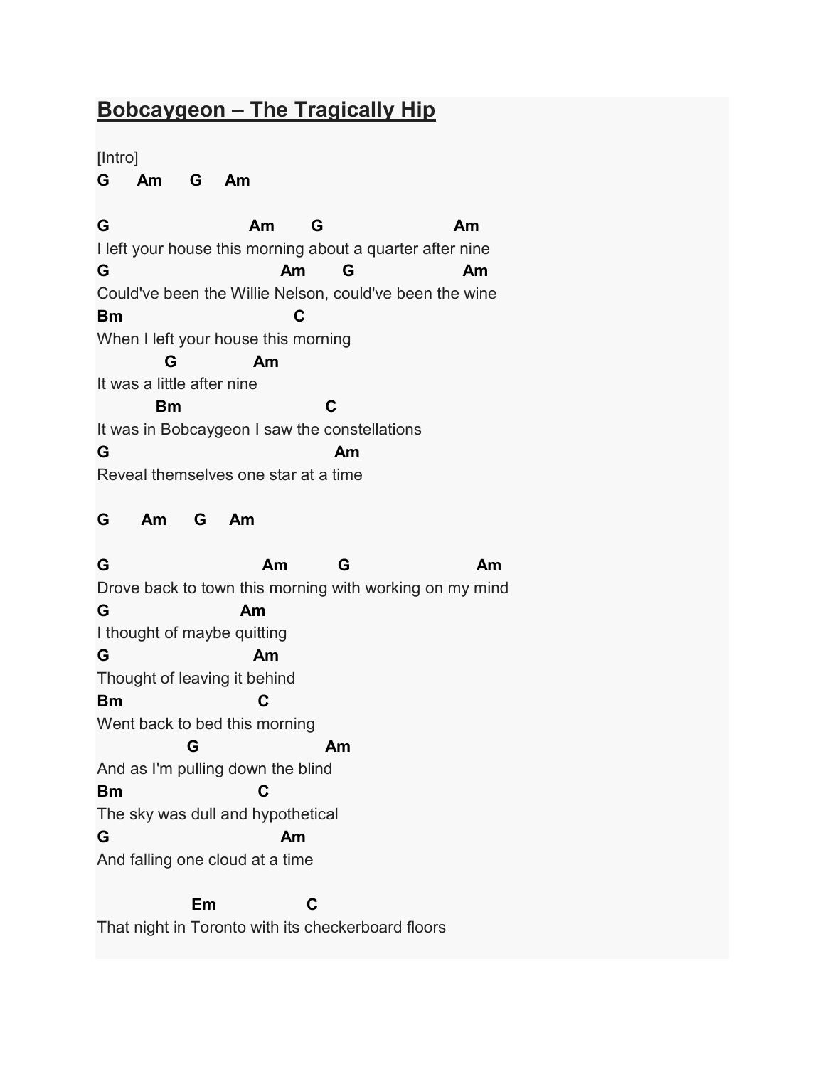# Bobcaygeon – The Tragically Hip

```
[Intro]
G     Am     G    Am

G                           Am       G                         Am
I left your house this morning about a quarter after nine
G                                 Am       G                    Am
Could've been the Willie Nelson, could've been the wine
Bm                               C
When I left your house this morning
            G               Am
It was a little after nine
           Bm                          C
It was in Bobcaygeon I saw the constellations
G                                        Am
Reveal themselves one star at a time

G      Am     G    Am

G                             Am          G                         Am
Drove back to town this morning with working on my mind
G                          Am
I thought of maybe quitting
G                             Am
Thought of leaving it behind
Bm                         C
Went back to bed this morning
                G                        Am
And as I'm pulling down the blind
Bm                         C
The sky was dull and hypothetical
G                                  Am
And falling one cloud at a time

                 Em                C
That night in Toronto with its checkerboard floors
```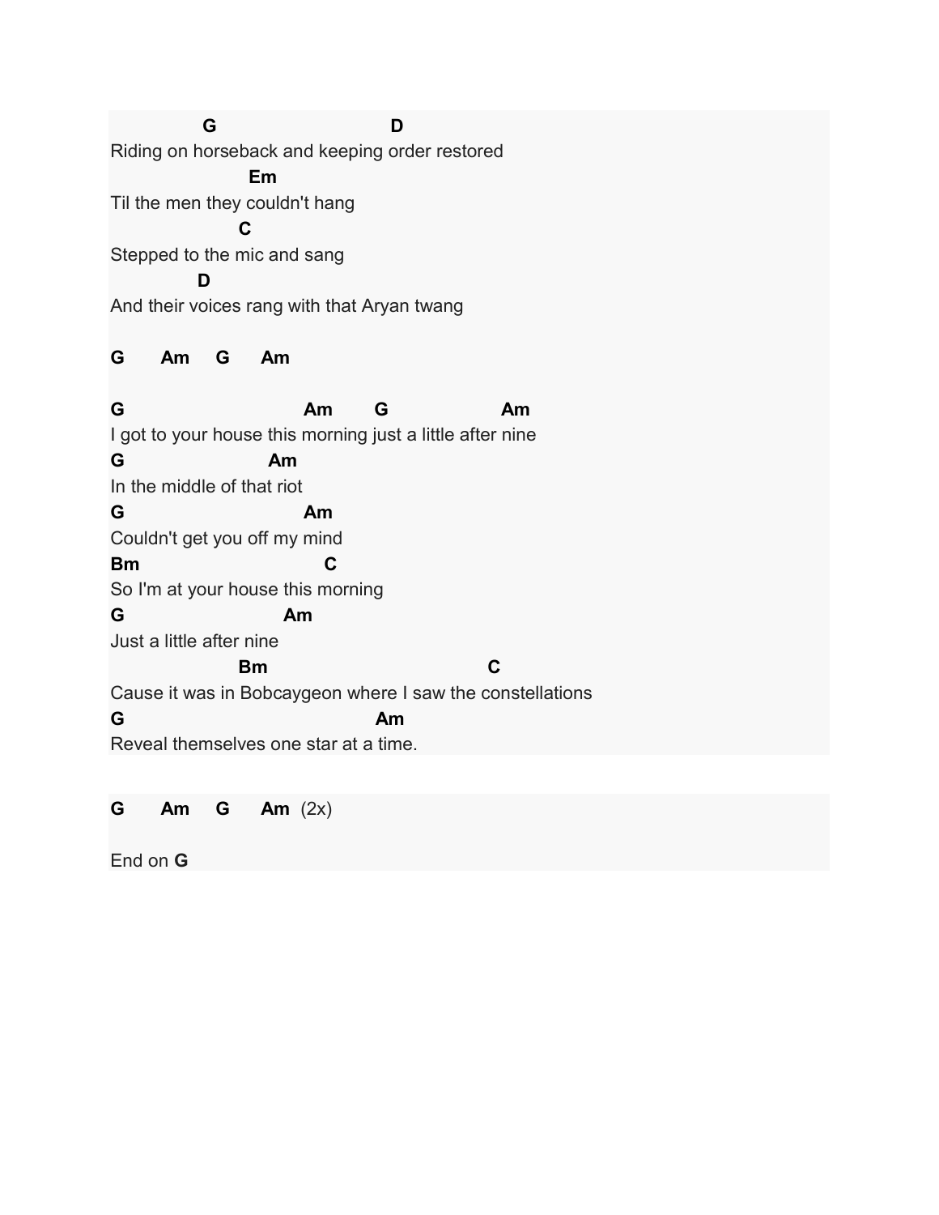```
               G                          D
Riding on horseback and keeping order restored
                      Em
Til the men they couldn't hang
                    C
Stepped to the mic and sang
              D
And their voices rang with that Aryan twang

G      Am    G     Am

G                         Am       G                Am
I got to your house this morning just a little after nine
G                     Am
In the middle of that riot
G                         Am
Couldn't get you off my mind
Bm                           C
So I'm at your house this morning
G                      Am
Just a little after nine
                    Bm                              C
Cause it was in Bobcaygeon where I saw the constellations
G                                    Am
Reveal themselves one star at a time.
```

```
G      Am    G     Am  (2x)

End on G
```